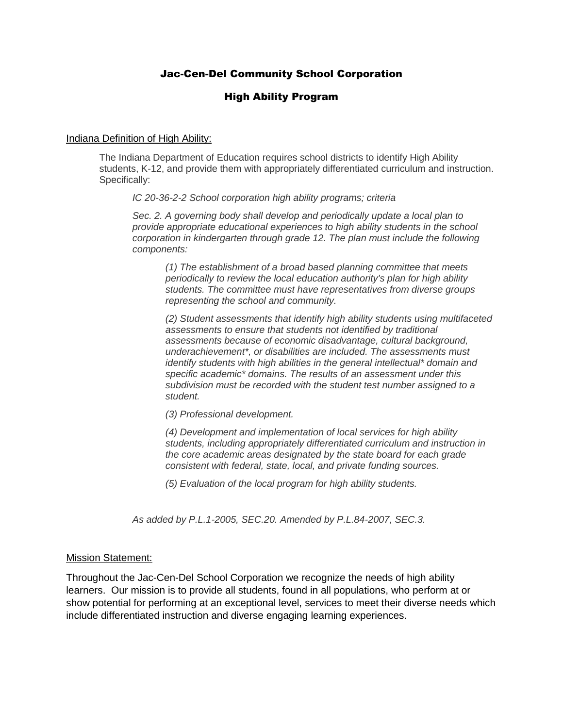# Jac-Cen-Del Community School Corporation

## High Ability Program

Indiana Definition of High Ability:

> The Indiana Department of Education requires school districts to identify High Ability students, K-12, and provide them with appropriately differentiated curriculum and instruction. Specifically:
>
> *IC 20-36-2-2 School corporation high ability programs; criteria*
>
> *Sec. 2. A governing body shall develop and periodically update a local plan to provide appropriate educational experiences to high ability students in the school corporation in kindergarten through grade 12. The plan must include the following components:*
>
> > *(1) The establishment of a broad based planning committee that meets periodically to review the local education authority's plan for high ability students. The committee must have representatives from diverse groups representing the school and community.*
> >
> > *(2) Student assessments that identify high ability students using multifaceted assessments to ensure that students not identified by traditional assessments because of economic disadvantage, cultural background, underachievement*, or disabilities are included. The assessments must identify students with high abilities in the general intellectual* domain and specific academic* domains. The results of an assessment under this subdivision must be recorded with the student test number assigned to a student.*
> >
> > *(3) Professional development.*
> >
> > *(4) Development and implementation of local services for high ability students, including appropriately differentiated curriculum and instruction in the core academic areas designated by the state board for each grade consistent with federal, state, local, and private funding sources.*
> >
> > *(5) Evaluation of the local program for high ability students.*
>
> *As added by P.L.1-2005, SEC.20. Amended by P.L.84-2007, SEC.3.*

Mission Statement:

Throughout the Jac-Cen-Del School Corporation we recognize the needs of high ability learners. Our mission is to provide all students, found in all populations, who perform at or show potential for performing at an exceptional level, services to meet their diverse needs which include differentiated instruction and diverse engaging learning experiences.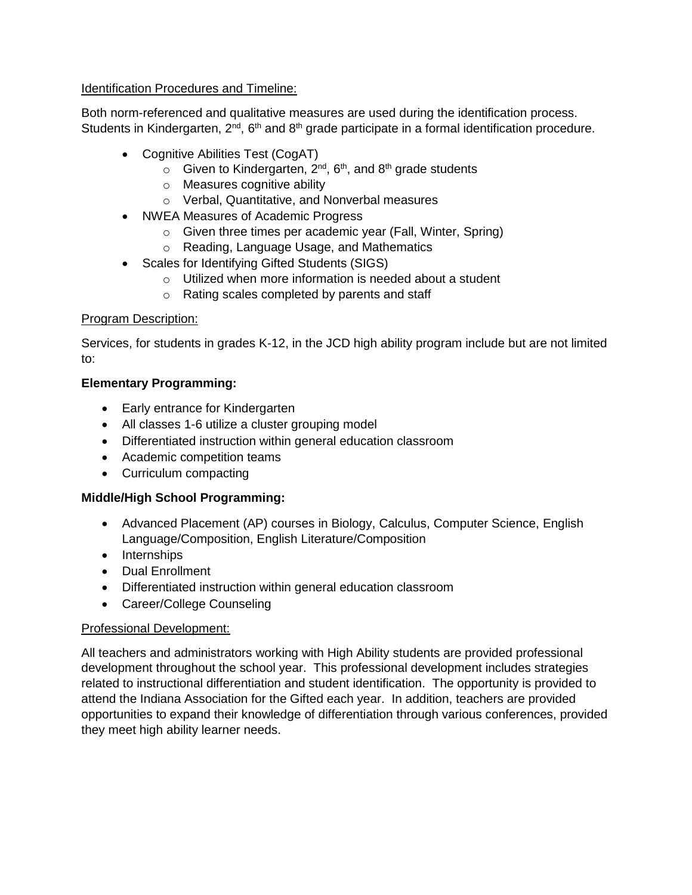Identification Procedures and Timeline:

Both norm-referenced and qualitative measures are used during the identification process. Students in Kindergarten, 2nd, 6th and 8th grade participate in a formal identification procedure.

- Cognitive Abilities Test (CogAT)
  - Given to Kindergarten, 2nd, 6th, and 8th grade students
  - Measures cognitive ability
  - Verbal, Quantitative, and Nonverbal measures
- NWEA Measures of Academic Progress
  - Given three times per academic year (Fall, Winter, Spring)
  - Reading, Language Usage, and Mathematics
- Scales for Identifying Gifted Students (SIGS)
  - Utilized when more information is needed about a student
  - Rating scales completed by parents and staff

Program Description:

Services, for students in grades K-12, in the JCD high ability program include but are not limited to:

**Elementary Programming:**

- Early entrance for Kindergarten
- All classes 1-6 utilize a cluster grouping model
- Differentiated instruction within general education classroom
- Academic competition teams
- Curriculum compacting

**Middle/High School Programming:**

- Advanced Placement (AP) courses in Biology, Calculus, Computer Science, English Language/Composition, English Literature/Composition
- Internships
- Dual Enrollment
- Differentiated instruction within general education classroom
- Career/College Counseling

Professional Development:

All teachers and administrators working with High Ability students are provided professional development throughout the school year. This professional development includes strategies related to instructional differentiation and student identification. The opportunity is provided to attend the Indiana Association for the Gifted each year. In addition, teachers are provided opportunities to expand their knowledge of differentiation through various conferences, provided they meet high ability learner needs.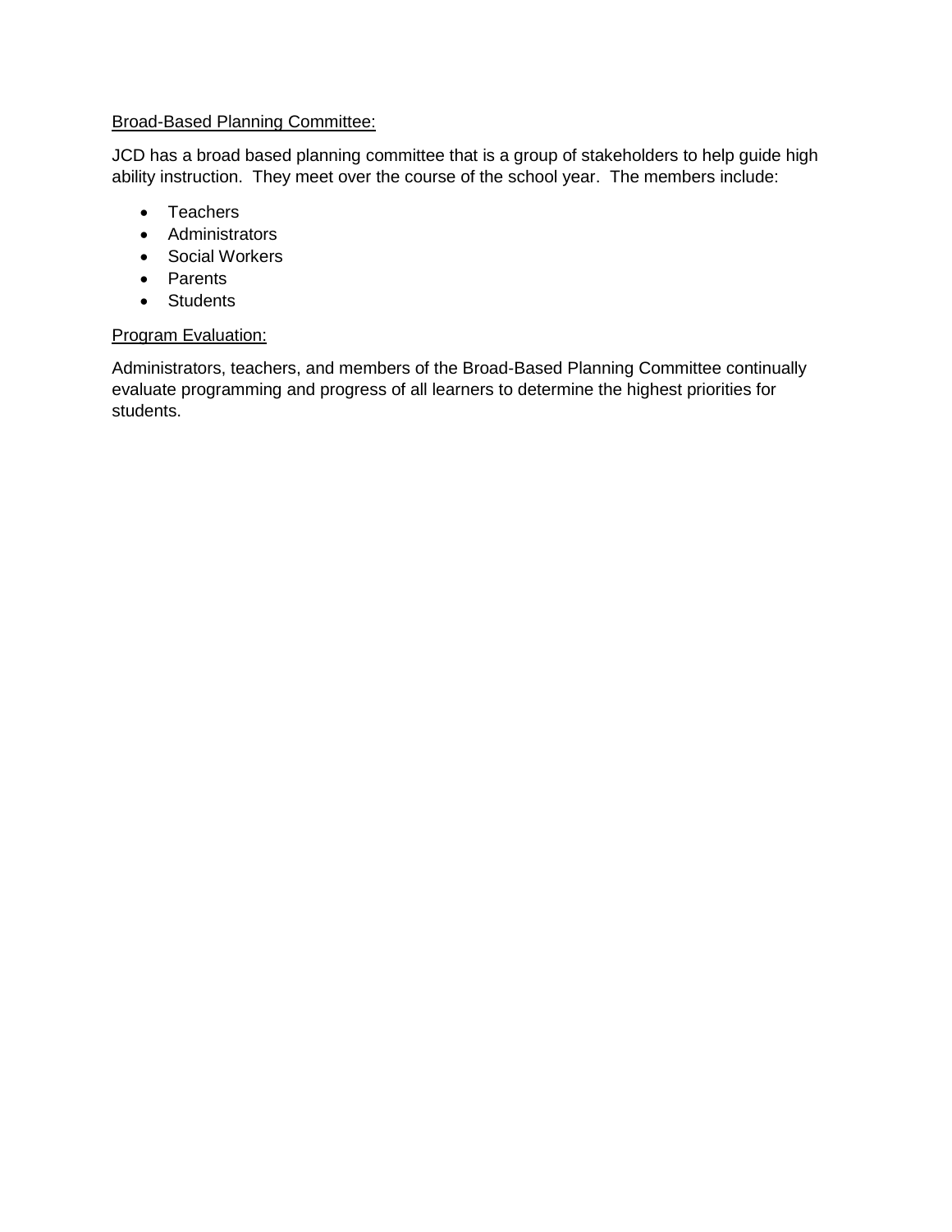<u>Broad-Based Planning Committee:</u>

JCD has a broad based planning committee that is a group of stakeholders to help guide high ability instruction. They meet over the course of the school year. The members include:

- Teachers
- Administrators
- Social Workers
- Parents
- Students

<u>Program Evaluation:</u>

Administrators, teachers, and members of the Broad-Based Planning Committee continually evaluate programming and progress of all learners to determine the highest priorities for students.